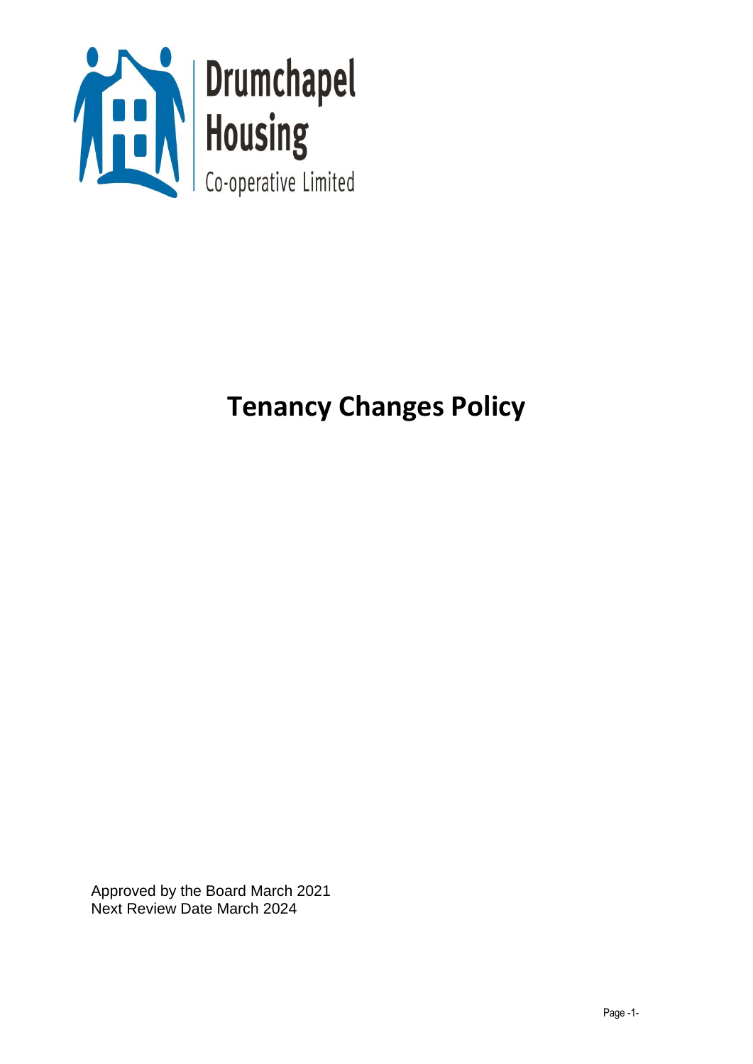Drumchapel Housing Co-operative Limited

# Tenancy Changes Policy

Approved by the Board March 2021
Next Review Date March 2024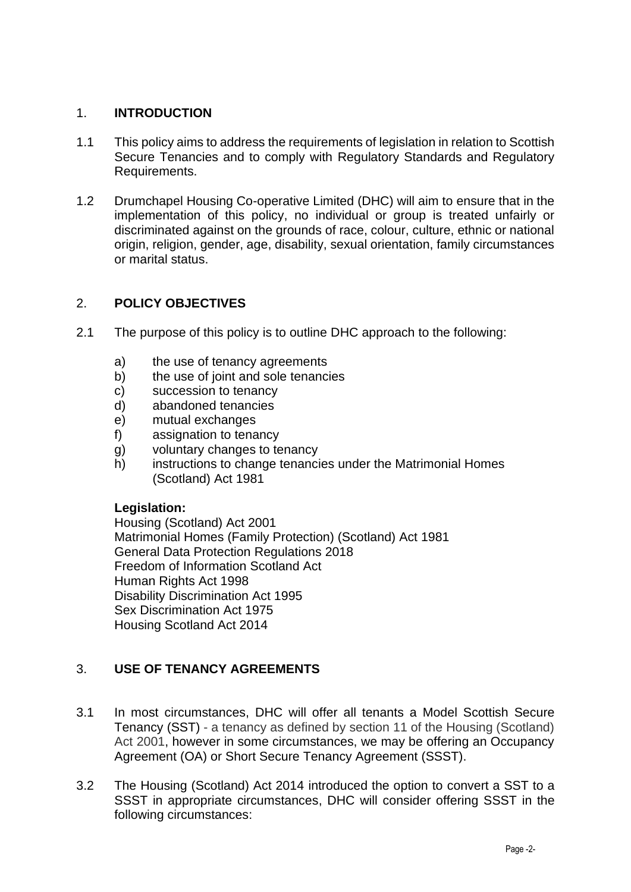## 1. INTRODUCTION

1.1 This policy aims to address the requirements of legislation in relation to Scottish Secure Tenancies and to comply with Regulatory Standards and Regulatory Requirements.

1.2 Drumchapel Housing Co-operative Limited (DHC) will aim to ensure that in the implementation of this policy, no individual or group is treated unfairly or discriminated against on the grounds of race, colour, culture, ethnic or national origin, religion, gender, age, disability, sexual orientation, family circumstances or marital status.

## 2. POLICY OBJECTIVES

2.1 The purpose of this policy is to outline DHC approach to the following:

a) the use of tenancy agreements
b) the use of joint and sole tenancies
c) succession to tenancy
d) abandoned tenancies
e) mutual exchanges
f) assignation to tenancy
g) voluntary changes to tenancy
h) instructions to change tenancies under the Matrimonial Homes (Scotland) Act 1981

**Legislation:**

Housing (Scotland) Act 2001
Matrimonial Homes (Family Protection) (Scotland) Act 1981
General Data Protection Regulations 2018
Freedom of Information Scotland Act
Human Rights Act 1998
Disability Discrimination Act 1995
Sex Discrimination Act 1975
Housing Scotland Act 2014

## 3. USE OF TENANCY AGREEMENTS

3.1 In most circumstances, DHC will offer all tenants a Model Scottish Secure Tenancy (SST) - a tenancy as defined by section 11 of the Housing (Scotland) Act 2001, however in some circumstances, we may be offering an Occupancy Agreement (OA) or Short Secure Tenancy Agreement (SSST).

3.2 The Housing (Scotland) Act 2014 introduced the option to convert a SST to a SSST in appropriate circumstances, DHC will consider offering SSST in the following circumstances: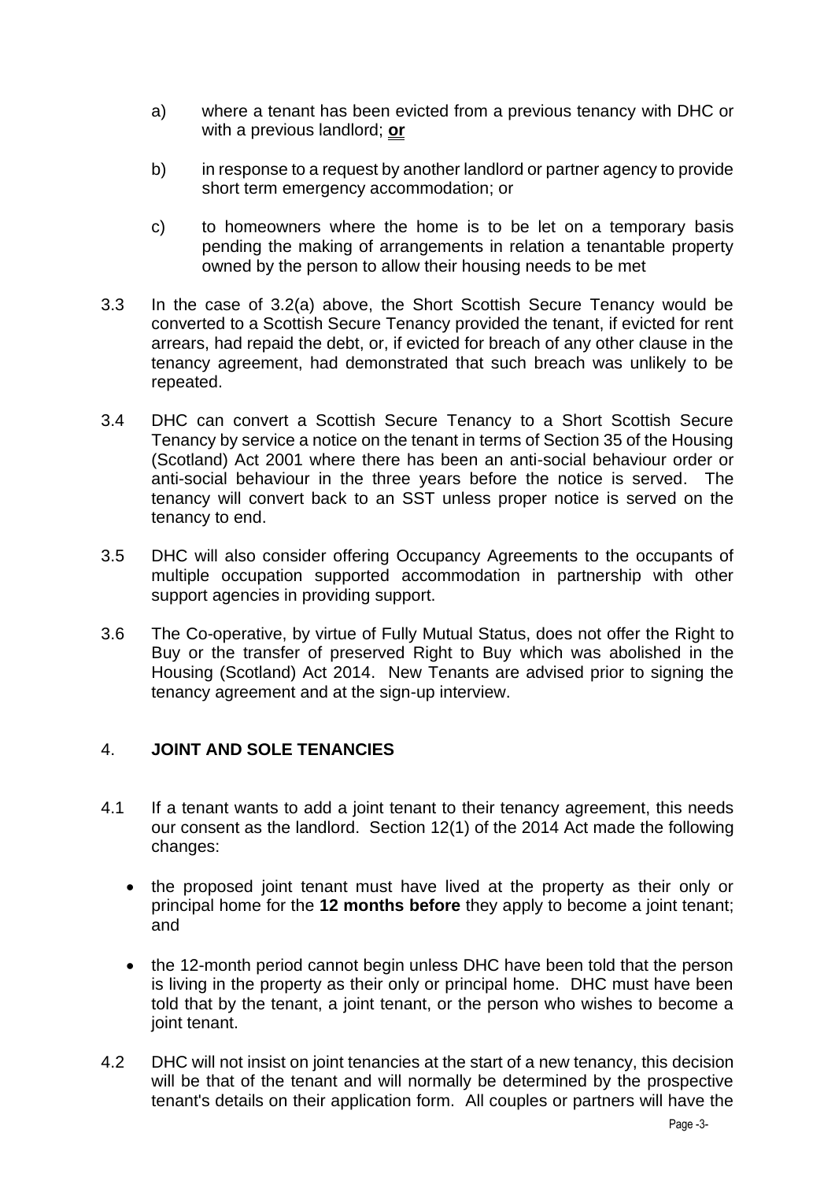a) where a tenant has been evicted from a previous tenancy with DHC or with a previous landlord; **or**

b) in response to a request by another landlord or partner agency to provide short term emergency accommodation; or

c) to homeowners where the home is to be let on a temporary basis pending the making of arrangements in relation a tenantable property owned by the person to allow their housing needs to be met

3.3 In the case of 3.2(a) above, the Short Scottish Secure Tenancy would be converted to a Scottish Secure Tenancy provided the tenant, if evicted for rent arrears, had repaid the debt, or, if evicted for breach of any other clause in the tenancy agreement, had demonstrated that such breach was unlikely to be repeated.

3.4 DHC can convert a Scottish Secure Tenancy to a Short Scottish Secure Tenancy by service a notice on the tenant in terms of Section 35 of the Housing (Scotland) Act 2001 where there has been an anti-social behaviour order or anti-social behaviour in the three years before the notice is served. The tenancy will convert back to an SST unless proper notice is served on the tenancy to end.

3.5 DHC will also consider offering Occupancy Agreements to the occupants of multiple occupation supported accommodation in partnership with other support agencies in providing support.

3.6 The Co-operative, by virtue of Fully Mutual Status, does not offer the Right to Buy or the transfer of preserved Right to Buy which was abolished in the Housing (Scotland) Act 2014. New Tenants are advised prior to signing the tenancy agreement and at the sign-up interview.

## 4. JOINT AND SOLE TENANCIES

4.1 If a tenant wants to add a joint tenant to their tenancy agreement, this needs our consent as the landlord. Section 12(1) of the 2014 Act made the following changes:

- the proposed joint tenant must have lived at the property as their only or principal home for the **12 months before** they apply to become a joint tenant; and
- the 12-month period cannot begin unless DHC have been told that the person is living in the property as their only or principal home. DHC must have been told that by the tenant, a joint tenant, or the person who wishes to become a joint tenant.

4.2 DHC will not insist on joint tenancies at the start of a new tenancy, this decision will be that of the tenant and will normally be determined by the prospective tenant's details on their application form. All couples or partners will have the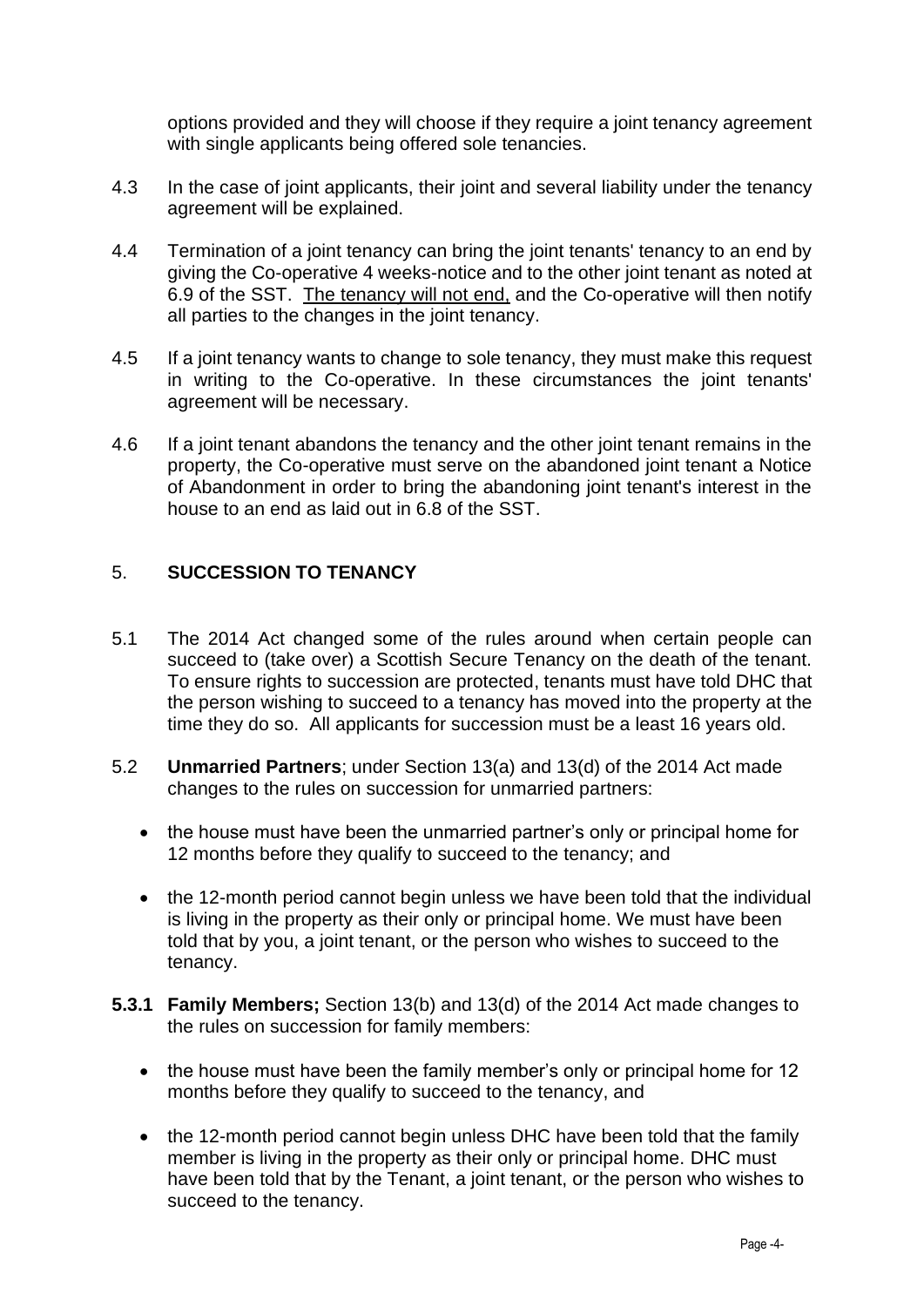options provided and they will choose if they require a joint tenancy agreement with single applicants being offered sole tenancies.

4.3 In the case of joint applicants, their joint and several liability under the tenancy agreement will be explained.

4.4 Termination of a joint tenancy can bring the joint tenants' tenancy to an end by giving the Co-operative 4 weeks-notice and to the other joint tenant as noted at 6.9 of the SST. <u>The tenancy will not end,</u> and the Co-operative will then notify all parties to the changes in the joint tenancy.

4.5 If a joint tenancy wants to change to sole tenancy, they must make this request in writing to the Co-operative. In these circumstances the joint tenants' agreement will be necessary.

4.6 If a joint tenant abandons the tenancy and the other joint tenant remains in the property, the Co-operative must serve on the abandoned joint tenant a Notice of Abandonment in order to bring the abandoning joint tenant's interest in the house to an end as laid out in 6.8 of the SST.

## 5. SUCCESSION TO TENANCY

5.1 The 2014 Act changed some of the rules around when certain people can succeed to (take over) a Scottish Secure Tenancy on the death of the tenant. To ensure rights to succession are protected, tenants must have told DHC that the person wishing to succeed to a tenancy has moved into the property at the time they do so. All applicants for succession must be a least 16 years old.

5.2 **Unmarried Partners**; under Section 13(a) and 13(d) of the 2014 Act made changes to the rules on succession for unmarried partners:

- the house must have been the unmarried partner's only or principal home for 12 months before they qualify to succeed to the tenancy; and
- the 12-month period cannot begin unless we have been told that the individual is living in the property as their only or principal home. We must have been told that by you, a joint tenant, or the person who wishes to succeed to the tenancy.

**5.3.1 Family Members;** Section 13(b) and 13(d) of the 2014 Act made changes to the rules on succession for family members:

- the house must have been the family member's only or principal home for 12 months before they qualify to succeed to the tenancy, and
- the 12-month period cannot begin unless DHC have been told that the family member is living in the property as their only or principal home. DHC must have been told that by the Tenant, a joint tenant, or the person who wishes to succeed to the tenancy.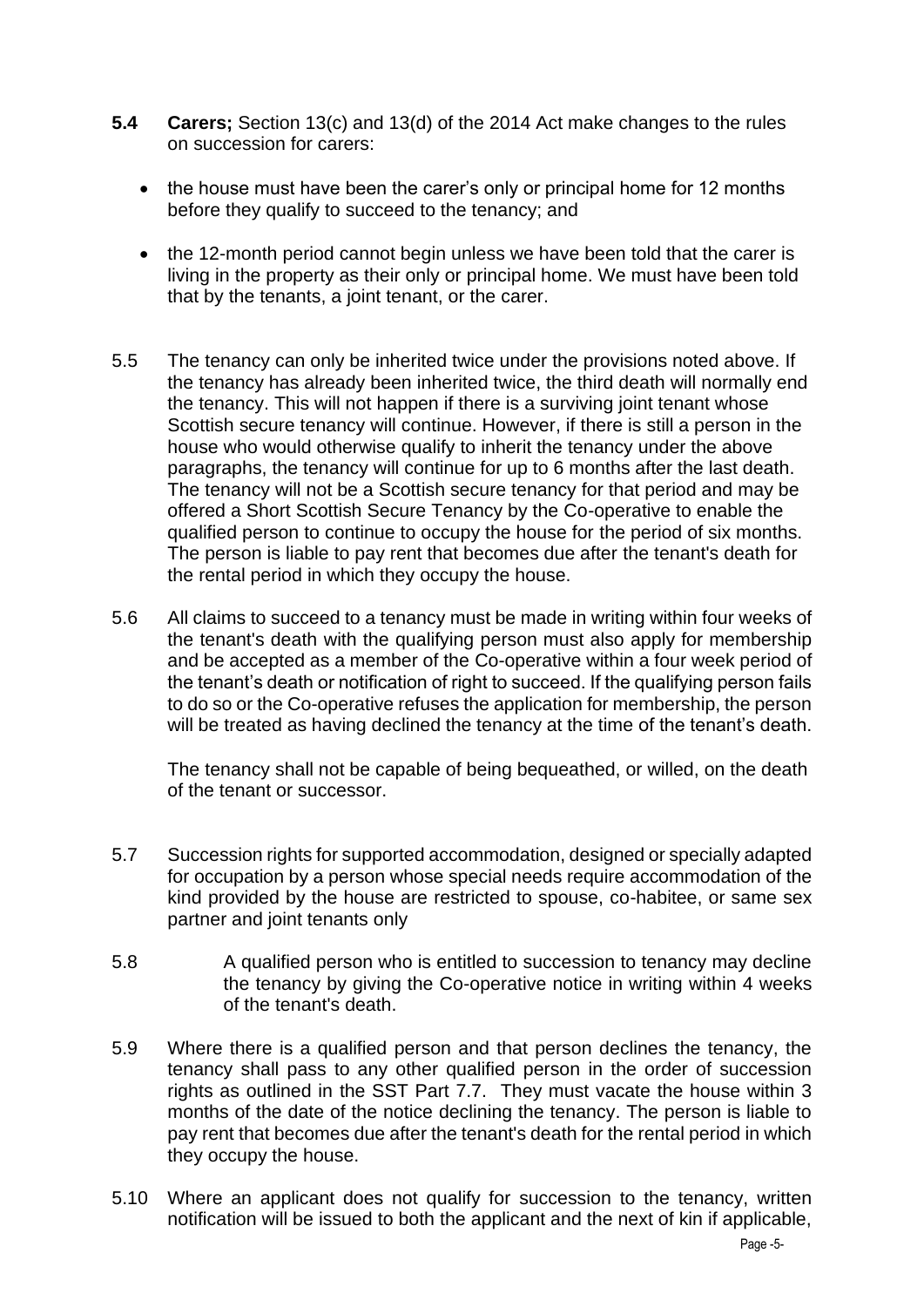**5.4 Carers;** Section 13(c) and 13(d) of the 2014 Act make changes to the rules on succession for carers:

- the house must have been the carer's only or principal home for 12 months before they qualify to succeed to the tenancy; and
- the 12-month period cannot begin unless we have been told that the carer is living in the property as their only or principal home. We must have been told that by the tenants, a joint tenant, or the carer.

5.5 The tenancy can only be inherited twice under the provisions noted above. If the tenancy has already been inherited twice, the third death will normally end the tenancy. This will not happen if there is a surviving joint tenant whose Scottish secure tenancy will continue. However, if there is still a person in the house who would otherwise qualify to inherit the tenancy under the above paragraphs, the tenancy will continue for up to 6 months after the last death. The tenancy will not be a Scottish secure tenancy for that period and may be offered a Short Scottish Secure Tenancy by the Co-operative to enable the qualified person to continue to occupy the house for the period of six months. The person is liable to pay rent that becomes due after the tenant's death for the rental period in which they occupy the house.

5.6 All claims to succeed to a tenancy must be made in writing within four weeks of the tenant's death with the qualifying person must also apply for membership and be accepted as a member of the Co-operative within a four week period of the tenant's death or notification of right to succeed. If the qualifying person fails to do so or the Co-operative refuses the application for membership, the person will be treated as having declined the tenancy at the time of the tenant's death.

The tenancy shall not be capable of being bequeathed, or willed, on the death of the tenant or successor.

5.7 Succession rights for supported accommodation, designed or specially adapted for occupation by a person whose special needs require accommodation of the kind provided by the house are restricted to spouse, co-habitee, or same sex partner and joint tenants only

5.8 A qualified person who is entitled to succession to tenancy may decline the tenancy by giving the Co-operative notice in writing within 4 weeks of the tenant's death.

5.9 Where there is a qualified person and that person declines the tenancy, the tenancy shall pass to any other qualified person in the order of succession rights as outlined in the SST Part 7.7. They must vacate the house within 3 months of the date of the notice declining the tenancy. The person is liable to pay rent that becomes due after the tenant's death for the rental period in which they occupy the house.

5.10 Where an applicant does not qualify for succession to the tenancy, written notification will be issued to both the applicant and the next of kin if applicable,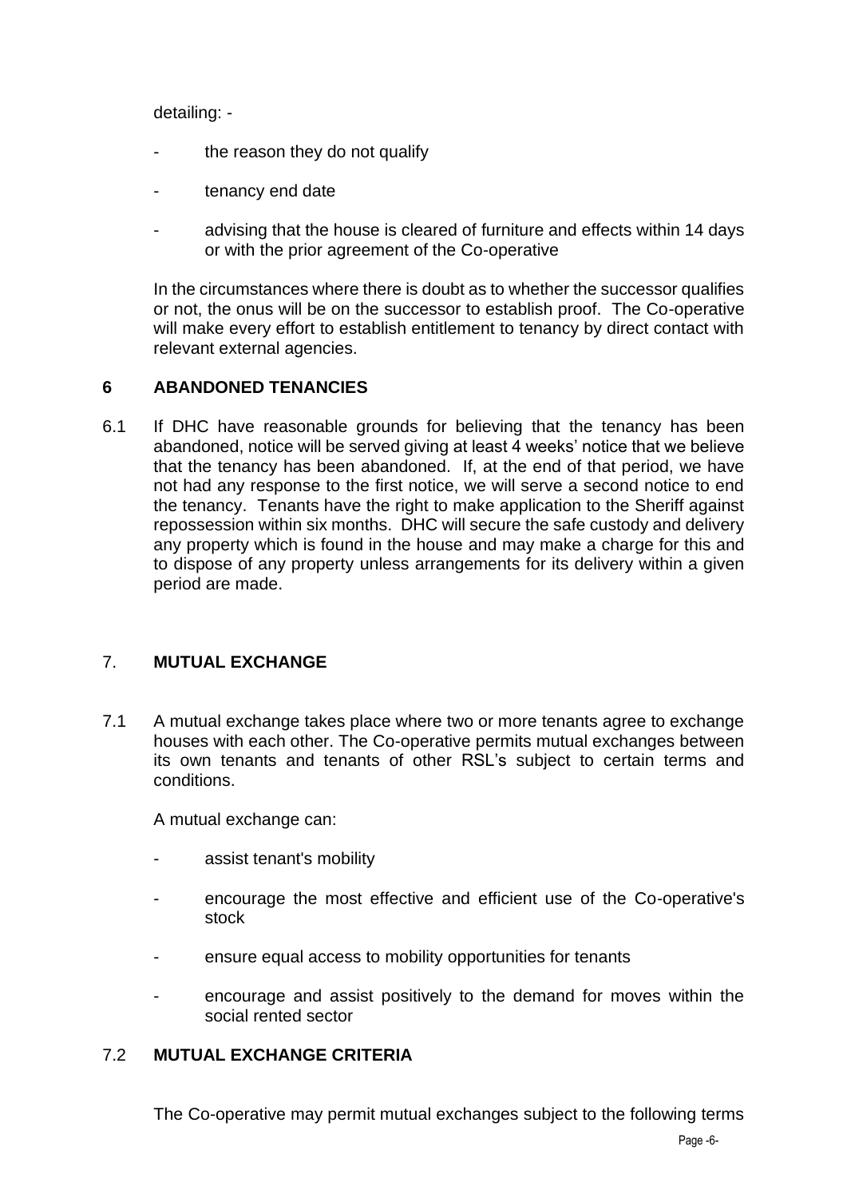detailing: -

- the reason they do not qualify
- tenancy end date
- advising that the house is cleared of furniture and effects within 14 days or with the prior agreement of the Co-operative

In the circumstances where there is doubt as to whether the successor qualifies or not, the onus will be on the successor to establish proof. The Co-operative will make every effort to establish entitlement to tenancy by direct contact with relevant external agencies.

## 6 ABANDONED TENANCIES

6.1 If DHC have reasonable grounds for believing that the tenancy has been abandoned, notice will be served giving at least 4 weeks' notice that we believe that the tenancy has been abandoned. If, at the end of that period, we have not had any response to the first notice, we will serve a second notice to end the tenancy. Tenants have the right to make application to the Sheriff against repossession within six months. DHC will secure the safe custody and delivery any property which is found in the house and may make a charge for this and to dispose of any property unless arrangements for its delivery within a given period are made.

## 7. MUTUAL EXCHANGE

7.1 A mutual exchange takes place where two or more tenants agree to exchange houses with each other. The Co-operative permits mutual exchanges between its own tenants and tenants of other RSL's subject to certain terms and conditions.

A mutual exchange can:

- assist tenant's mobility
- encourage the most effective and efficient use of the Co-operative's stock
- ensure equal access to mobility opportunities for tenants
- encourage and assist positively to the demand for moves within the social rented sector

### 7.2 MUTUAL EXCHANGE CRITERIA

The Co-operative may permit mutual exchanges subject to the following terms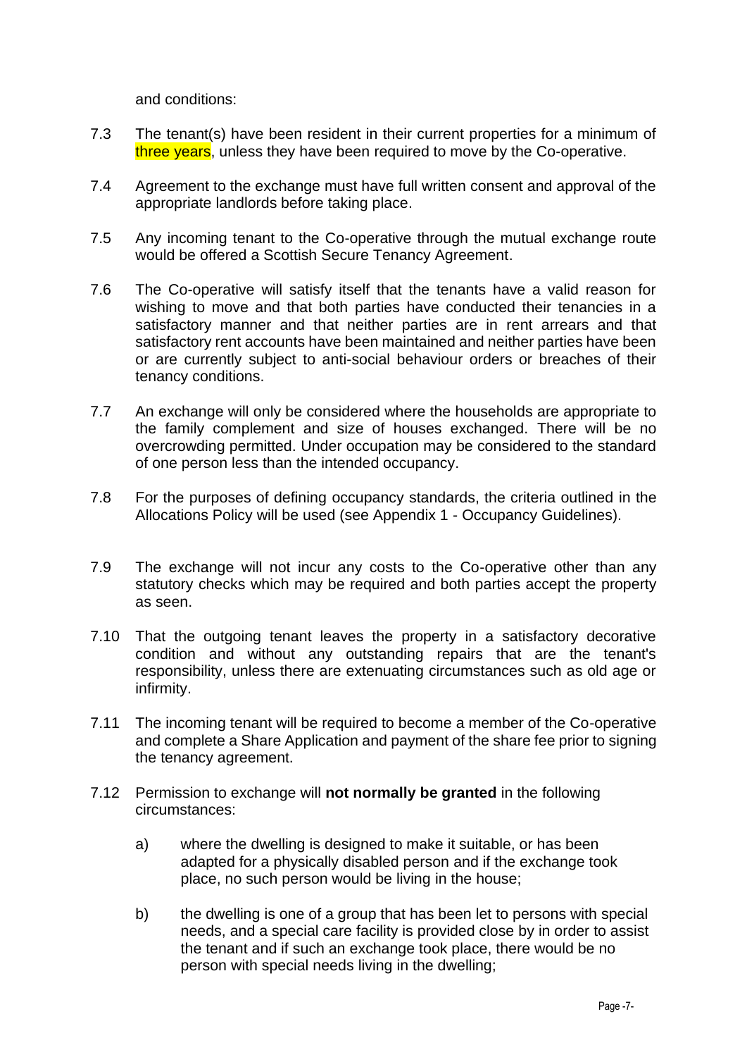and conditions:

7.3 The tenant(s) have been resident in their current properties for a minimum of three years, unless they have been required to move by the Co-operative.

7.4 Agreement to the exchange must have full written consent and approval of the appropriate landlords before taking place.

7.5 Any incoming tenant to the Co-operative through the mutual exchange route would be offered a Scottish Secure Tenancy Agreement.

7.6 The Co-operative will satisfy itself that the tenants have a valid reason for wishing to move and that both parties have conducted their tenancies in a satisfactory manner and that neither parties are in rent arrears and that satisfactory rent accounts have been maintained and neither parties have been or are currently subject to anti-social behaviour orders or breaches of their tenancy conditions.

7.7 An exchange will only be considered where the households are appropriate to the family complement and size of houses exchanged. There will be no overcrowding permitted. Under occupation may be considered to the standard of one person less than the intended occupancy.

7.8 For the purposes of defining occupancy standards, the criteria outlined in the Allocations Policy will be used (see Appendix 1 - Occupancy Guidelines).

7.9 The exchange will not incur any costs to the Co-operative other than any statutory checks which may be required and both parties accept the property as seen.

7.10 That the outgoing tenant leaves the property in a satisfactory decorative condition and without any outstanding repairs that are the tenant's responsibility, unless there are extenuating circumstances such as old age or infirmity.

7.11 The incoming tenant will be required to become a member of the Co-operative and complete a Share Application and payment of the share fee prior to signing the tenancy agreement.

7.12 Permission to exchange will **not normally be granted** in the following circumstances:

a) where the dwelling is designed to make it suitable, or has been adapted for a physically disabled person and if the exchange took place, no such person would be living in the house;

b) the dwelling is one of a group that has been let to persons with special needs, and a special care facility is provided close by in order to assist the tenant and if such an exchange took place, there would be no person with special needs living in the dwelling;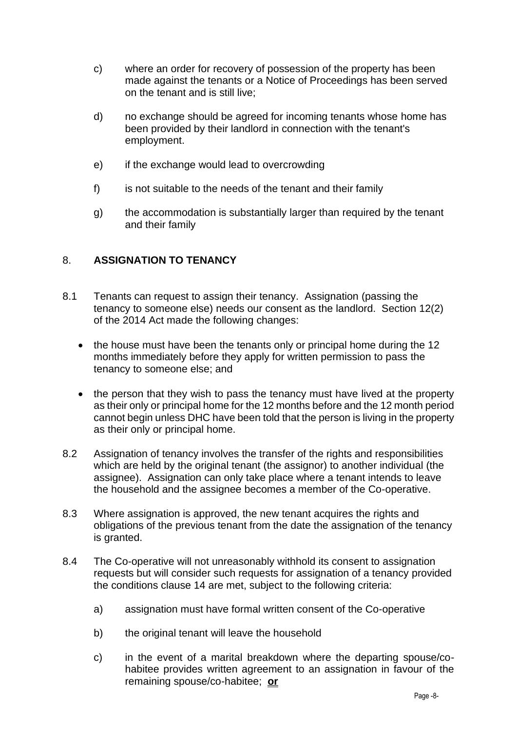c) where an order for recovery of possession of the property has been made against the tenants or a Notice of Proceedings has been served on the tenant and is still live;

d) no exchange should be agreed for incoming tenants whose home has been provided by their landlord in connection with the tenant's employment.

e) if the exchange would lead to overcrowding

f) is not suitable to the needs of the tenant and their family

g) the accommodation is substantially larger than required by the tenant and their family

## 8. ASSIGNATION TO TENANCY

8.1 Tenants can request to assign their tenancy. Assignation (passing the tenancy to someone else) needs our consent as the landlord. Section 12(2) of the 2014 Act made the following changes:

- the house must have been the tenants only or principal home during the 12 months immediately before they apply for written permission to pass the tenancy to someone else; and
- the person that they wish to pass the tenancy must have lived at the property as their only or principal home for the 12 months before and the 12 month period cannot begin unless DHC have been told that the person is living in the property as their only or principal home.

8.2 Assignation of tenancy involves the transfer of the rights and responsibilities which are held by the original tenant (the assignor) to another individual (the assignee). Assignation can only take place where a tenant intends to leave the household and the assignee becomes a member of the Co-operative.

8.3 Where assignation is approved, the new tenant acquires the rights and obligations of the previous tenant from the date the assignation of the tenancy is granted.

8.4 The Co-operative will not unreasonably withhold its consent to assignation requests but will consider such requests for assignation of a tenancy provided the conditions clause 14 are met, subject to the following criteria:

a) assignation must have formal written consent of the Co-operative

b) the original tenant will leave the household

c) in the event of a marital breakdown where the departing spouse/co-habitee provides written agreement to an assignation in favour of the remaining spouse/co-habitee; **or**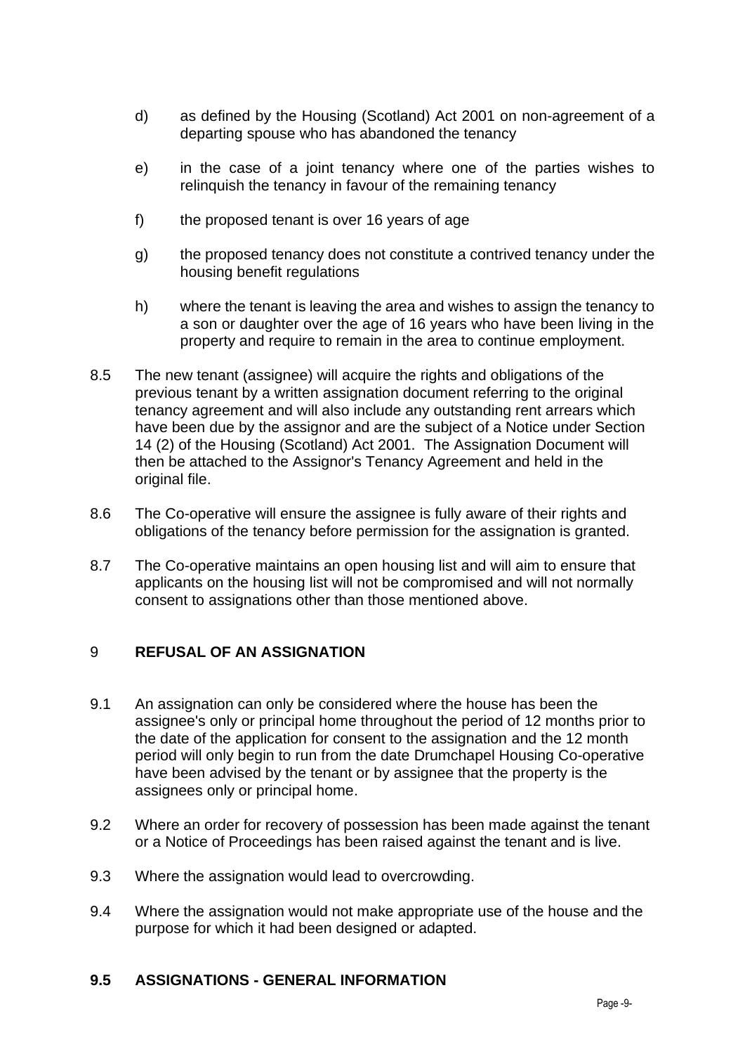d) as defined by the Housing (Scotland) Act 2001 on non-agreement of a departing spouse who has abandoned the tenancy

e) in the case of a joint tenancy where one of the parties wishes to relinquish the tenancy in favour of the remaining tenancy

f) the proposed tenant is over 16 years of age

g) the proposed tenancy does not constitute a contrived tenancy under the housing benefit regulations

h) where the tenant is leaving the area and wishes to assign the tenancy to a son or daughter over the age of 16 years who have been living in the property and require to remain in the area to continue employment.

8.5 The new tenant (assignee) will acquire the rights and obligations of the previous tenant by a written assignation document referring to the original tenancy agreement and will also include any outstanding rent arrears which have been due by the assignor and are the subject of a Notice under Section 14 (2) of the Housing (Scotland) Act 2001. The Assignation Document will then be attached to the Assignor's Tenancy Agreement and held in the original file.

8.6 The Co-operative will ensure the assignee is fully aware of their rights and obligations of the tenancy before permission for the assignation is granted.

8.7 The Co-operative maintains an open housing list and will aim to ensure that applicants on the housing list will not be compromised and will not normally consent to assignations other than those mentioned above.

## 9 REFUSAL OF AN ASSIGNATION

9.1 An assignation can only be considered where the house has been the assignee's only or principal home throughout the period of 12 months prior to the date of the application for consent to the assignation and the 12 month period will only begin to run from the date Drumchapel Housing Co-operative have been advised by the tenant or by assignee that the property is the assignees only or principal home.

9.2 Where an order for recovery of possession has been made against the tenant or a Notice of Proceedings has been raised against the tenant and is live.

9.3 Where the assignation would lead to overcrowding.

9.4 Where the assignation would not make appropriate use of the house and the purpose for which it had been designed or adapted.

## 9.5 ASSIGNATIONS - GENERAL INFORMATION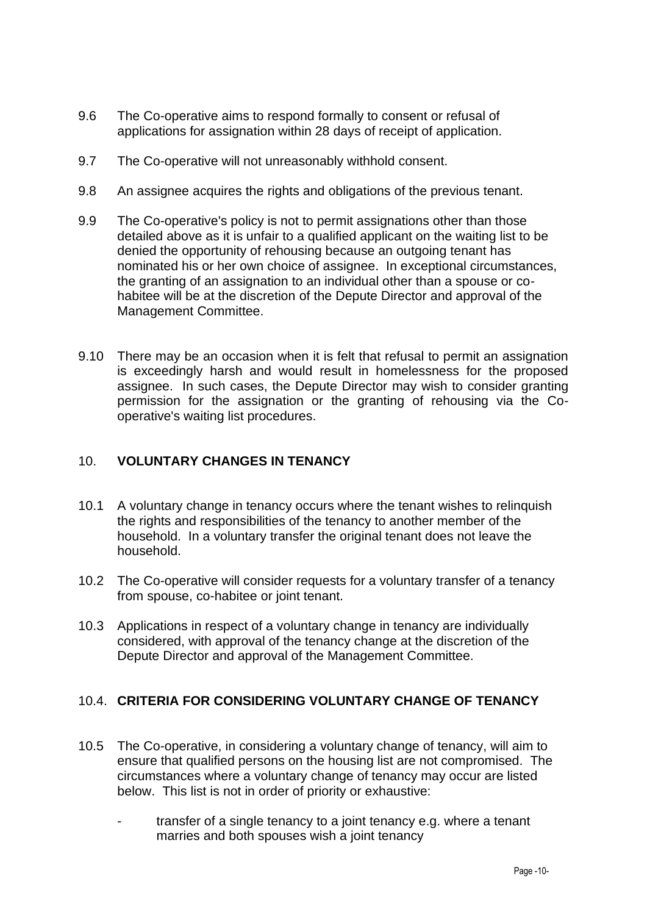9.6 The Co-operative aims to respond formally to consent or refusal of applications for assignation within 28 days of receipt of application.

9.7 The Co-operative will not unreasonably withhold consent.

9.8 An assignee acquires the rights and obligations of the previous tenant.

9.9 The Co-operative's policy is not to permit assignations other than those detailed above as it is unfair to a qualified applicant on the waiting list to be denied the opportunity of rehousing because an outgoing tenant has nominated his or her own choice of assignee. In exceptional circumstances, the granting of an assignation to an individual other than a spouse or co-habitee will be at the discretion of the Depute Director and approval of the Management Committee.

9.10 There may be an occasion when it is felt that refusal to permit an assignation is exceedingly harsh and would result in homelessness for the proposed assignee. In such cases, the Depute Director may wish to consider granting permission for the assignation or the granting of rehousing via the Co-operative's waiting list procedures.

## 10. VOLUNTARY CHANGES IN TENANCY

10.1 A voluntary change in tenancy occurs where the tenant wishes to relinquish the rights and responsibilities of the tenancy to another member of the household. In a voluntary transfer the original tenant does not leave the household.

10.2 The Co-operative will consider requests for a voluntary transfer of a tenancy from spouse, co-habitee or joint tenant.

10.3 Applications in respect of a voluntary change in tenancy are individually considered, with approval of the tenancy change at the discretion of the Depute Director and approval of the Management Committee.

## 10.4. CRITERIA FOR CONSIDERING VOLUNTARY CHANGE OF TENANCY

10.5 The Co-operative, in considering a voluntary change of tenancy, will aim to ensure that qualified persons on the housing list are not compromised. The circumstances where a voluntary change of tenancy may occur are listed below. This list is not in order of priority or exhaustive:

- transfer of a single tenancy to a joint tenancy e.g. where a tenant marries and both spouses wish a joint tenancy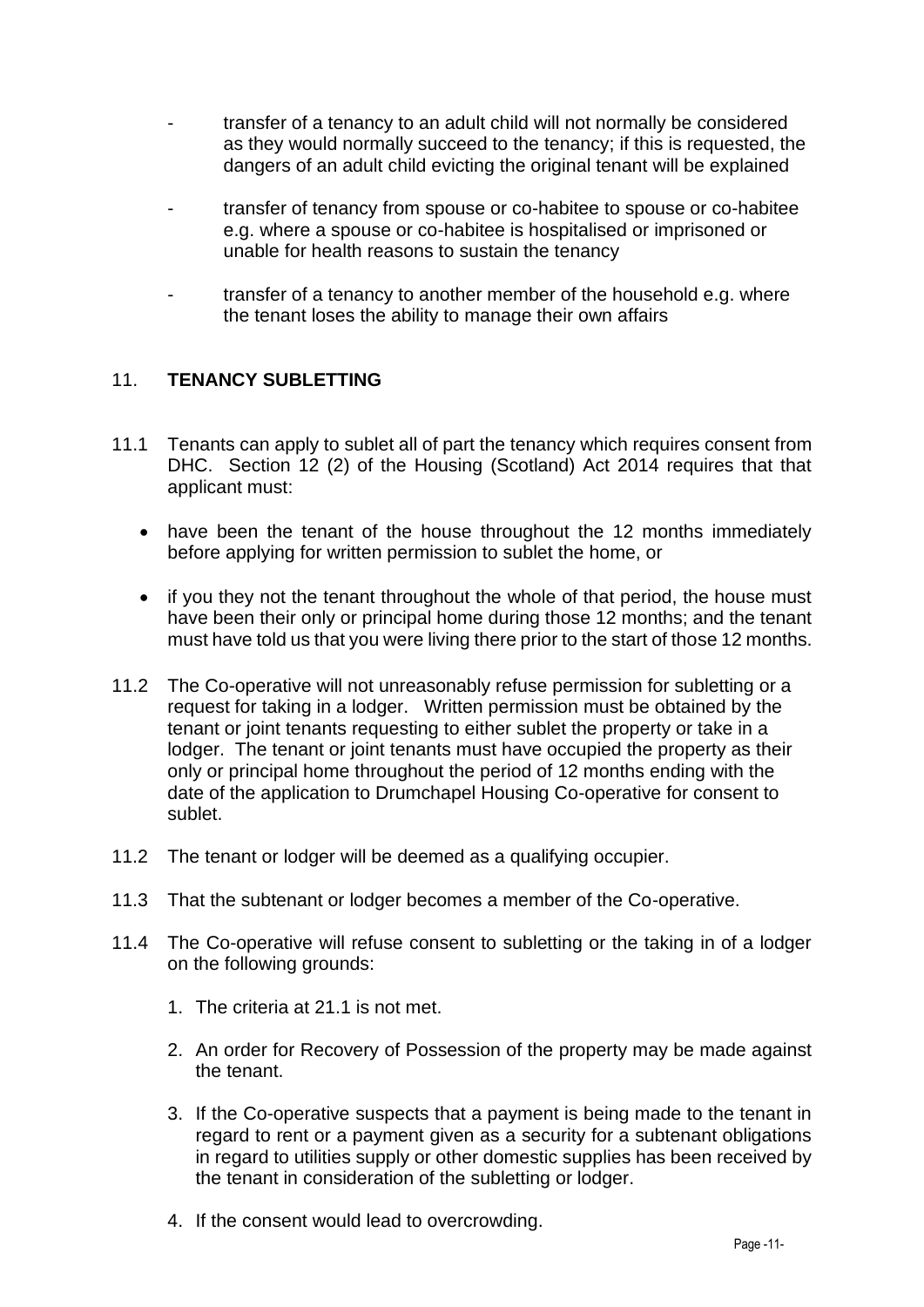- transfer of a tenancy to an adult child will not normally be considered as they would normally succeed to the tenancy; if this is requested, the dangers of an adult child evicting the original tenant will be explained

- transfer of tenancy from spouse or co-habitee to spouse or co-habitee e.g. where a spouse or co-habitee is hospitalised or imprisoned or unable for health reasons to sustain the tenancy

- transfer of a tenancy to another member of the household e.g. where the tenant loses the ability to manage their own affairs

## 11. TENANCY SUBLETTING

11.1 Tenants can apply to sublet all of part the tenancy which requires consent from DHC. Section 12 (2) of the Housing (Scotland) Act 2014 requires that that applicant must:

- have been the tenant of the house throughout the 12 months immediately before applying for written permission to sublet the home, or

- if you they not the tenant throughout the whole of that period, the house must have been their only or principal home during those 12 months; and the tenant must have told us that you were living there prior to the start of those 12 months.

11.2 The Co-operative will not unreasonably refuse permission for subletting or a request for taking in a lodger. Written permission must be obtained by the tenant or joint tenants requesting to either sublet the property or take in a lodger. The tenant or joint tenants must have occupied the property as their only or principal home throughout the period of 12 months ending with the date of the application to Drumchapel Housing Co-operative for consent to sublet.

11.2 The tenant or lodger will be deemed as a qualifying occupier.

11.3 That the subtenant or lodger becomes a member of the Co-operative.

11.4 The Co-operative will refuse consent to subletting or the taking in of a lodger on the following grounds:

1. The criteria at 21.1 is not met.

2. An order for Recovery of Possession of the property may be made against the tenant.

3. If the Co-operative suspects that a payment is being made to the tenant in regard to rent or a payment given as a security for a subtenant obligations in regard to utilities supply or other domestic supplies has been received by the tenant in consideration of the subletting or lodger.

4. If the consent would lead to overcrowding.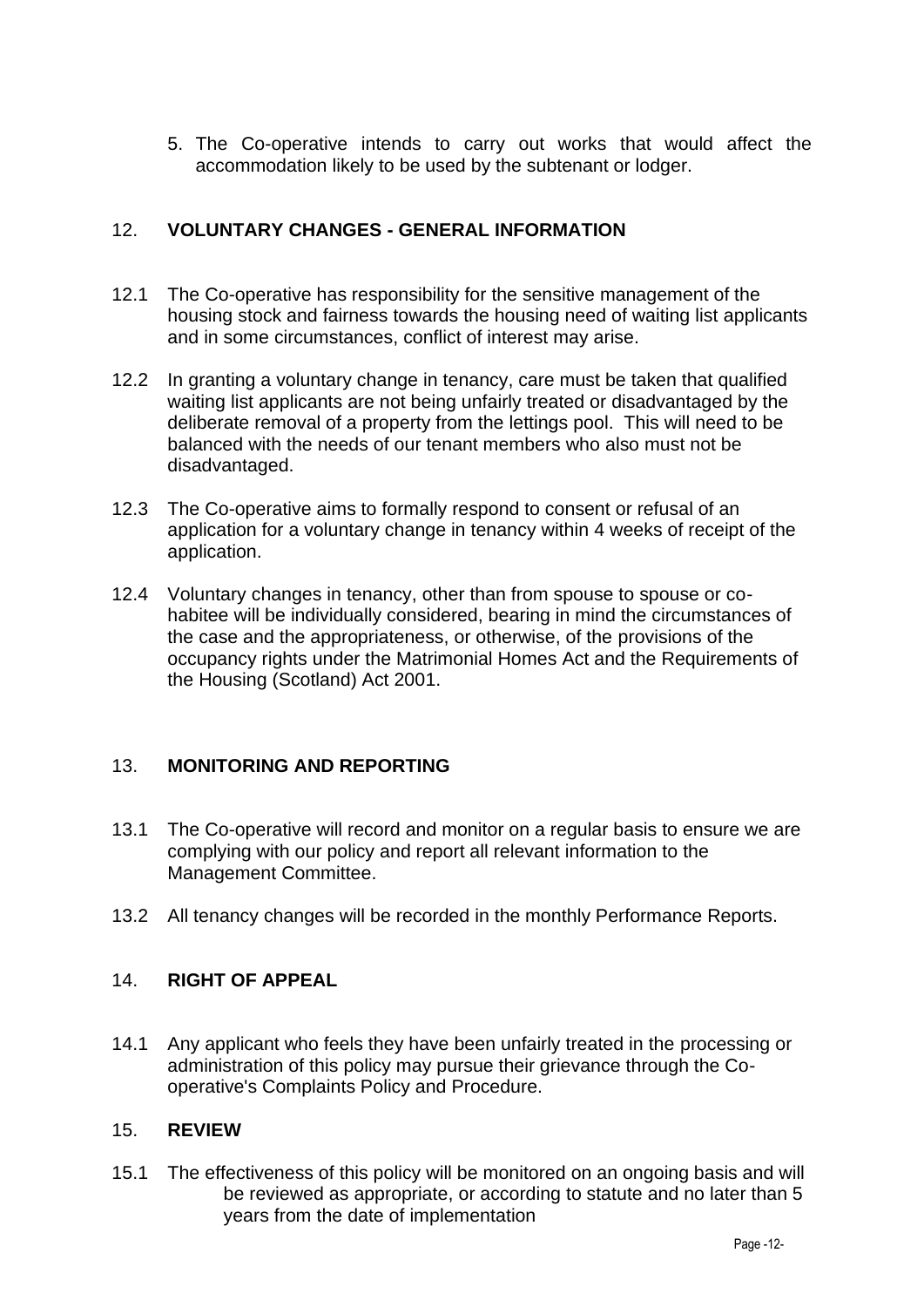5. The Co-operative intends to carry out works that would affect the accommodation likely to be used by the subtenant or lodger.

## 12. VOLUNTARY CHANGES - GENERAL INFORMATION

12.1 The Co-operative has responsibility for the sensitive management of the housing stock and fairness towards the housing need of waiting list applicants and in some circumstances, conflict of interest may arise.

12.2 In granting a voluntary change in tenancy, care must be taken that qualified waiting list applicants are not being unfairly treated or disadvantaged by the deliberate removal of a property from the lettings pool. This will need to be balanced with the needs of our tenant members who also must not be disadvantaged.

12.3 The Co-operative aims to formally respond to consent or refusal of an application for a voluntary change in tenancy within 4 weeks of receipt of the application.

12.4 Voluntary changes in tenancy, other than from spouse to spouse or co-habitee will be individually considered, bearing in mind the circumstances of the case and the appropriateness, or otherwise, of the provisions of the occupancy rights under the Matrimonial Homes Act and the Requirements of the Housing (Scotland) Act 2001.

## 13. MONITORING AND REPORTING

13.1 The Co-operative will record and monitor on a regular basis to ensure we are complying with our policy and report all relevant information to the Management Committee.

13.2 All tenancy changes will be recorded in the monthly Performance Reports.

## 14. RIGHT OF APPEAL

14.1 Any applicant who feels they have been unfairly treated in the processing or administration of this policy may pursue their grievance through the Co-operative's Complaints Policy and Procedure.

## 15. REVIEW

15.1 The effectiveness of this policy will be monitored on an ongoing basis and will be reviewed as appropriate, or according to statute and no later than 5 years from the date of implementation